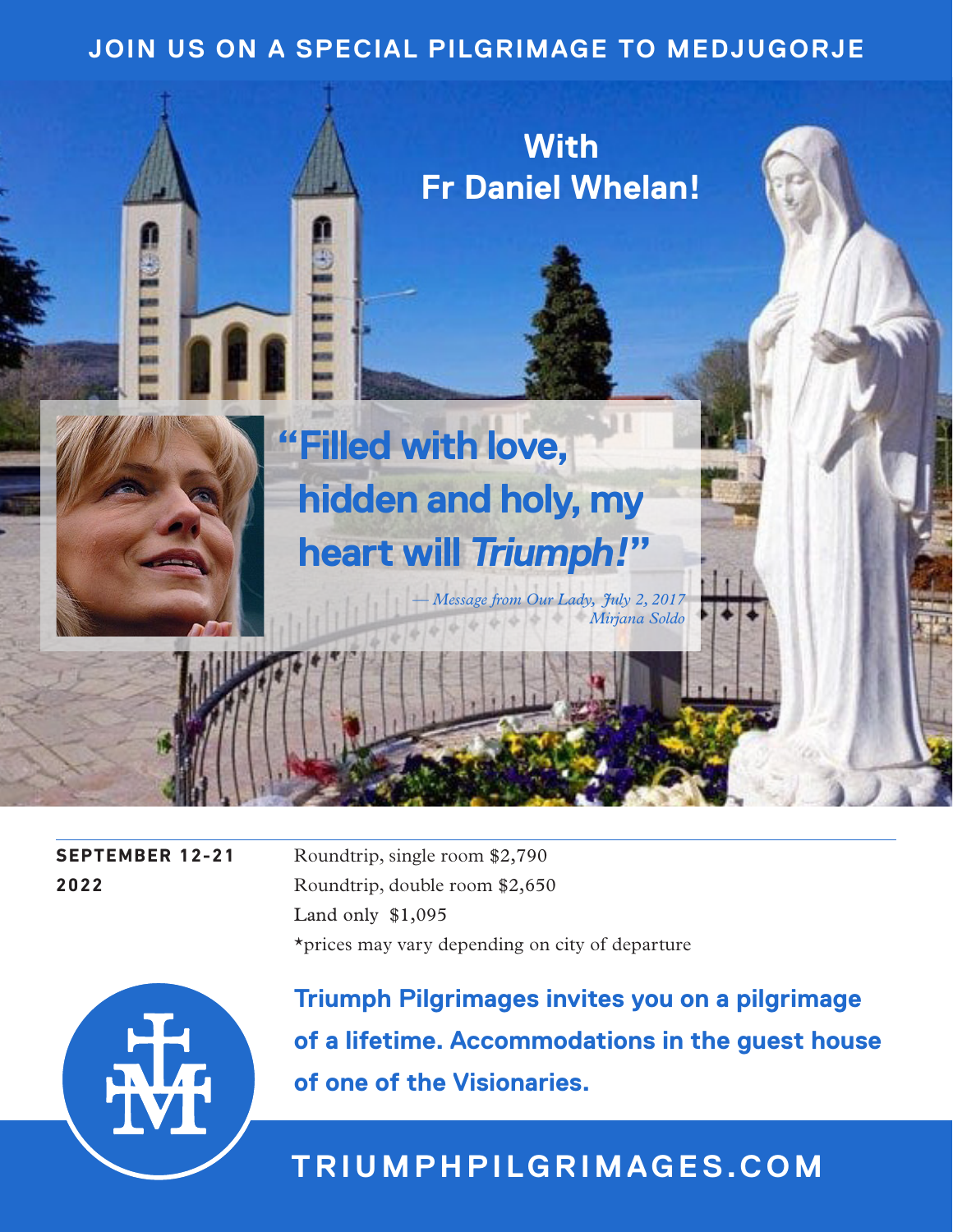# JOIN US ON A SPECIAL PILGRIMAGE TO MEDJUGORJE

## With Fr Daniel Whelan!

**"Filled with love, hidden and holy, my heart will *Triumph!*"**

*— Message from Our Lady, July 2, 2017*
*Mirjana Soldo*

**SEPTEMBER 12-21 2022**

Roundtrip, single room $2,790
Roundtrip, double room $2,650
Land only $1,095
*prices may vary depending on city of departure

**Triumph Pilgrimages invites you on a pilgrimage of a lifetime. Accommodations in the guest house of one of the Visionaries.**

**TRIUMPHPILGRIMAGES.COM**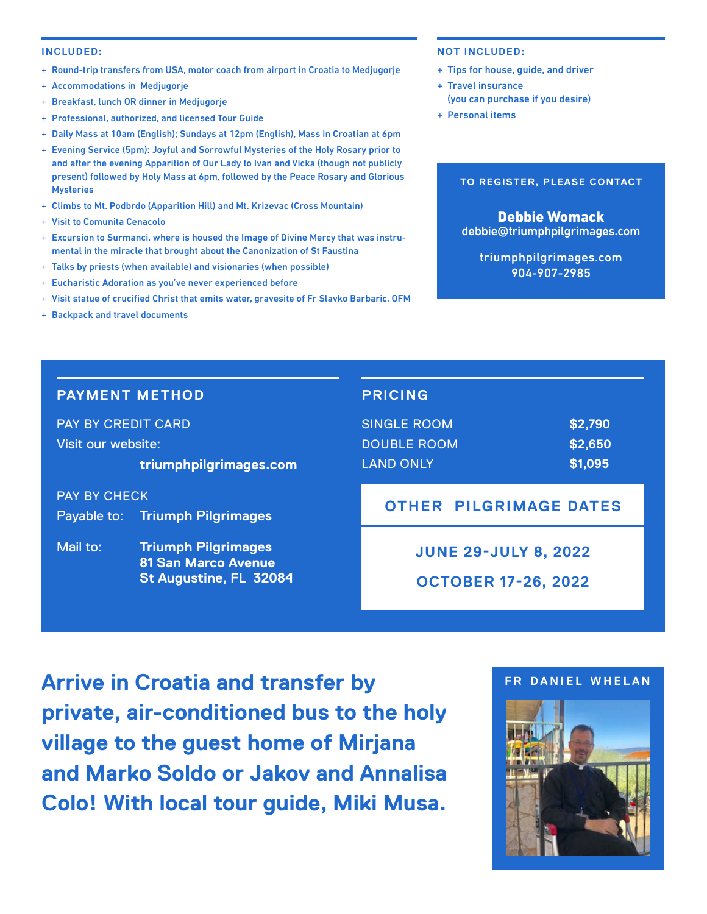## INCLUDED:

- Round-trip transfers from USA, motor coach from airport in Croatia to Medjugorje
- Accommodations in Medjugorje
- Breakfast, lunch OR dinner in Medjugorje
- Professional, authorized, and licensed Tour Guide
- Daily Mass at 10am (English); Sundays at 12pm (English), Mass in Croatian at 6pm
- Evening Service (5pm): Joyful and Sorrowful Mysteries of the Holy Rosary prior to and after the evening Apparition of Our Lady to Ivan and Vicka (though not publicly present) followed by Holy Mass at 6pm, followed by the Peace Rosary and Glorious Mysteries
- Climbs to Mt. Podbrdo (Apparition Hill) and Mt. Krizevac (Cross Mountain)
- Visit to Comunita Cenacolo
- Excursion to Surmanci, where is housed the Image of Divine Mercy that was instrumental in the miracle that brought about the Canonization of St Faustina
- Talks by priests (when available) and visionaries (when possible)
- Eucharistic Adoration as you've never experienced before
- Visit statue of crucified Christ that emits water, gravesite of Fr Slavko Barbaric, OFM
- Backpack and travel documents

## NOT INCLUDED:

- Tips for house, guide, and driver
- Travel insurance (you can purchase if you desire)
- Personal items

**TO REGISTER, PLEASE CONTACT**

**Debbie Womack**
debbie@triumphpilgrimages.com

triumphpilgrimages.com
904-907-2985

## PAYMENT METHOD

PAY BY CREDIT CARD
Visit our website: **triumphpilgrimages.com**

PAY BY CHECK
Payable to: **Triumph Pilgrimages**

Mail to: **Triumph Pilgrimages**
**81 San Marco Avenue**
**St Augustine, FL 32084**

## PRICING

| | |
|---|---|
| SINGLE ROOM | **$2,790** |
| DOUBLE ROOM | **$2,650** |
| LAND ONLY | **$1,095** |

## OTHER PILGRIMAGE DATES

**JUNE 29-JULY 8, 2022**

**OCTOBER 17-26, 2022**

**Arrive in Croatia and transfer by private, air-conditioned bus to the holy village to the guest home of Mirjana and Marko Soldo or Jakov and Annalisa Colo! With local tour guide, Miki Musa.**

**FR DANIEL WHELAN**